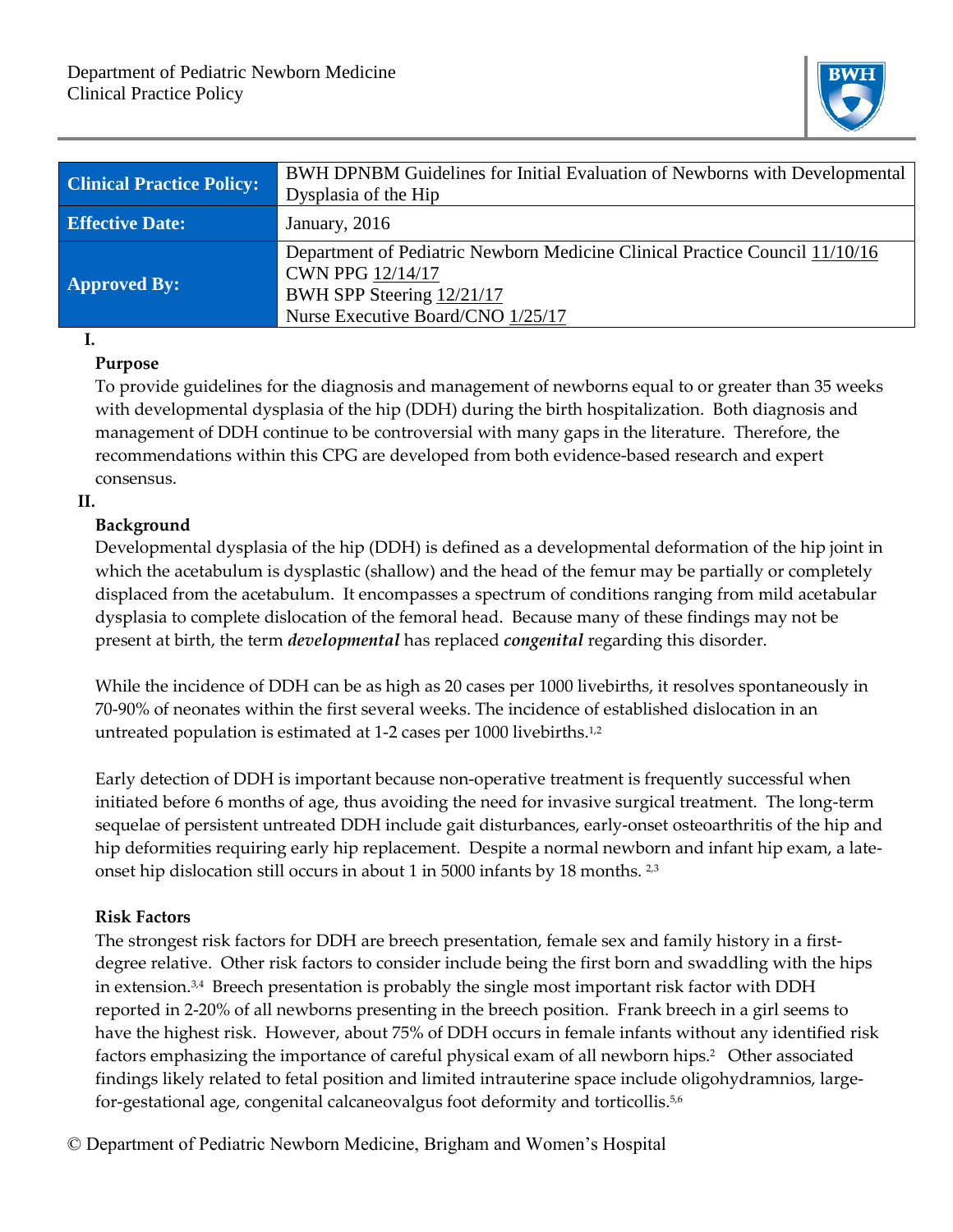Department of Pediatric Newborn Medicine
Clinical Practice Policy

| Clinical Practice Policy: | BWH DPNBM Guidelines for Initial Evaluation of Newborns with Developmental Dysplasia of the Hip |
|---|---|
| Effective Date: | January, 2016 |
| Approved By: | Department of Pediatric Newborn Medicine Clinical Practice Council 11/10/16<br>CWN PPG 12/14/17<br>BWH SPP Steering 12/21/17<br>Nurse Executive Board/CNO 1/25/17 |

## I. Purpose

To provide guidelines for the diagnosis and management of newborns equal to or greater than 35 weeks with developmental dysplasia of the hip (DDH) during the birth hospitalization. Both diagnosis and management of DDH continue to be controversial with many gaps in the literature. Therefore, the recommendations within this CPG are developed from both evidence-based research and expert consensus.

## II. Background

Developmental dysplasia of the hip (DDH) is defined as a developmental deformation of the hip joint in which the acetabulum is dysplastic (shallow) and the head of the femur may be partially or completely displaced from the acetabulum. It encompasses a spectrum of conditions ranging from mild acetabular dysplasia to complete dislocation of the femoral head. Because many of these findings may not be present at birth, the term ***developmental*** has replaced ***congenital*** regarding this disorder.

While the incidence of DDH can be as high as 20 cases per 1000 livebirths, it resolves spontaneously in 70-90% of neonates within the first several weeks. The incidence of established dislocation in an untreated population is estimated at 1-2 cases per 1000 livebirths.[1,2]

Early detection of DDH is important because non-operative treatment is frequently successful when initiated before 6 months of age, thus avoiding the need for invasive surgical treatment. The long-term sequelae of persistent untreated DDH include gait disturbances, early-onset osteoarthritis of the hip and hip deformities requiring early hip replacement. Despite a normal newborn and infant hip exam, a late-onset hip dislocation still occurs in about 1 in 5000 infants by 18 months. [2,3]

### Risk Factors

The strongest risk factors for DDH are breech presentation, female sex and family history in a first-degree relative. Other risk factors to consider include being the first born and swaddling with the hips in extension.[3,4] Breech presentation is probably the single most important risk factor with DDH reported in 2-20% of all newborns presenting in the breech position. Frank breech in a girl seems to have the highest risk. However, about 75% of DDH occurs in female infants without any identified risk factors emphasizing the importance of careful physical exam of all newborn hips.[2] Other associated findings likely related to fetal position and limited intrauterine space include oligohydramnios, large-for-gestational age, congenital calcaneovalgus foot deformity and torticollis.[5,6]

© Department of Pediatric Newborn Medicine, Brigham and Women's Hospital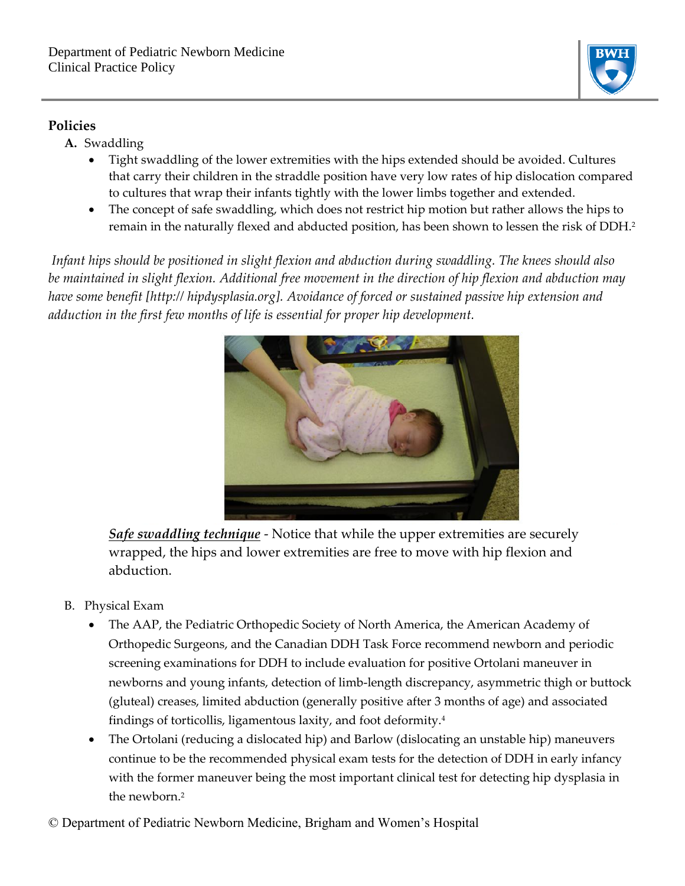## Policies

**A.** Swaddling

- Tight swaddling of the lower extremities with the hips extended should be avoided. Cultures that carry their children in the straddle position have very low rates of hip dislocation compared to cultures that wrap their infants tightly with the lower limbs together and extended.
- The concept of safe swaddling, which does not restrict hip motion but rather allows the hips to remain in the naturally flexed and abducted position, has been shown to lessen the risk of DDH.[2]

*Infant hips should be positioned in slight flexion and abduction during swaddling. The knees should also be maintained in slight flexion. Additional free movement in the direction of hip flexion and abduction may have some benefit [http:// hipdysplasia.org]. Avoidance of forced or sustained passive hip extension and adduction in the first few months of life is essential for proper hip development.*

***Safe swaddling technique*** - Notice that while the upper extremities are securely wrapped, the hips and lower extremities are free to move with hip flexion and abduction.

B. Physical Exam

- The AAP, the Pediatric Orthopedic Society of North America, the American Academy of Orthopedic Surgeons, and the Canadian DDH Task Force recommend newborn and periodic screening examinations for DDH to include evaluation for positive Ortolani maneuver in newborns and young infants, detection of limb-length discrepancy, asymmetric thigh or buttock (gluteal) creases, limited abduction (generally positive after 3 months of age) and associated findings of torticollis, ligamentous laxity, and foot deformity.[4]
- The Ortolani (reducing a dislocated hip) and Barlow (dislocating an unstable hip) maneuvers continue to be the recommended physical exam tests for the detection of DDH in early infancy with the former maneuver being the most important clinical test for detecting hip dysplasia in the newborn.[2]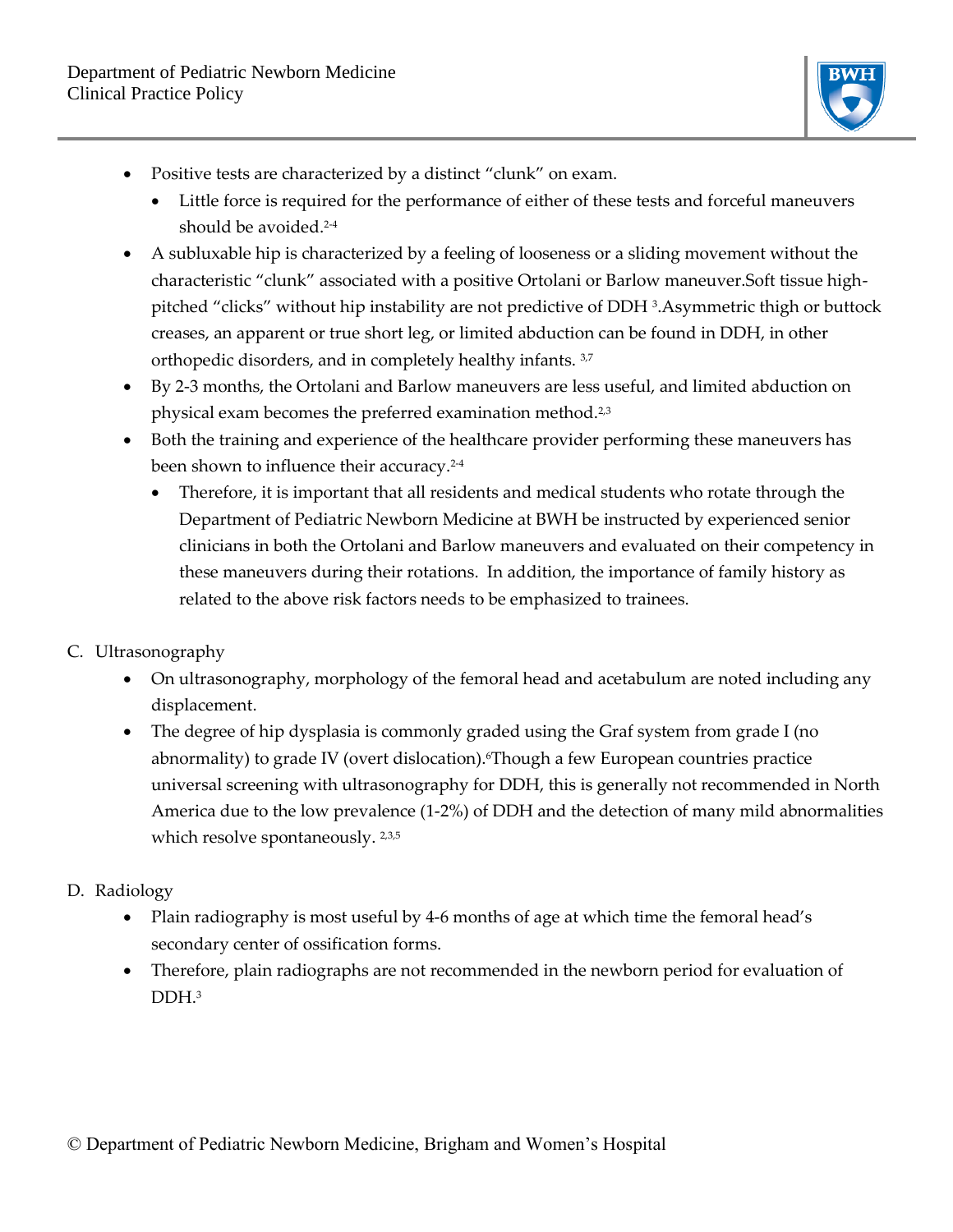- Positive tests are characterized by a distinct "clunk" on exam.
  - Little force is required for the performance of either of these tests and forceful maneuvers should be avoided.[2-4]
- A subluxable hip is characterized by a feeling of looseness or a sliding movement without the characteristic "clunk" associated with a positive Ortolani or Barlow maneuver.Soft tissue high-pitched "clicks" without hip instability are not predictive of DDH [3].Asymmetric thigh or buttock creases, an apparent or true short leg, or limited abduction can be found in DDH, in other orthopedic disorders, and in completely healthy infants. [3,7]
- By 2-3 months, the Ortolani and Barlow maneuvers are less useful, and limited abduction on physical exam becomes the preferred examination method.[2,3]
- Both the training and experience of the healthcare provider performing these maneuvers has been shown to influence their accuracy.[2-4]
  - Therefore, it is important that all residents and medical students who rotate through the Department of Pediatric Newborn Medicine at BWH be instructed by experienced senior clinicians in both the Ortolani and Barlow maneuvers and evaluated on their competency in these maneuvers during their rotations. In addition, the importance of family history as related to the above risk factors needs to be emphasized to trainees.

C. Ultrasonography

- On ultrasonography, morphology of the femoral head and acetabulum are noted including any displacement.
- The degree of hip dysplasia is commonly graded using the Graf system from grade I (no abnormality) to grade IV (overt dislocation).[6]Though a few European countries practice universal screening with ultrasonography for DDH, this is generally not recommended in North America due to the low prevalence (1-2%) of DDH and the detection of many mild abnormalities which resolve spontaneously. [2,3,5]

D. Radiology

- Plain radiography is most useful by 4-6 months of age at which time the femoral head's secondary center of ossification forms.
- Therefore, plain radiographs are not recommended in the newborn period for evaluation of DDH.[3]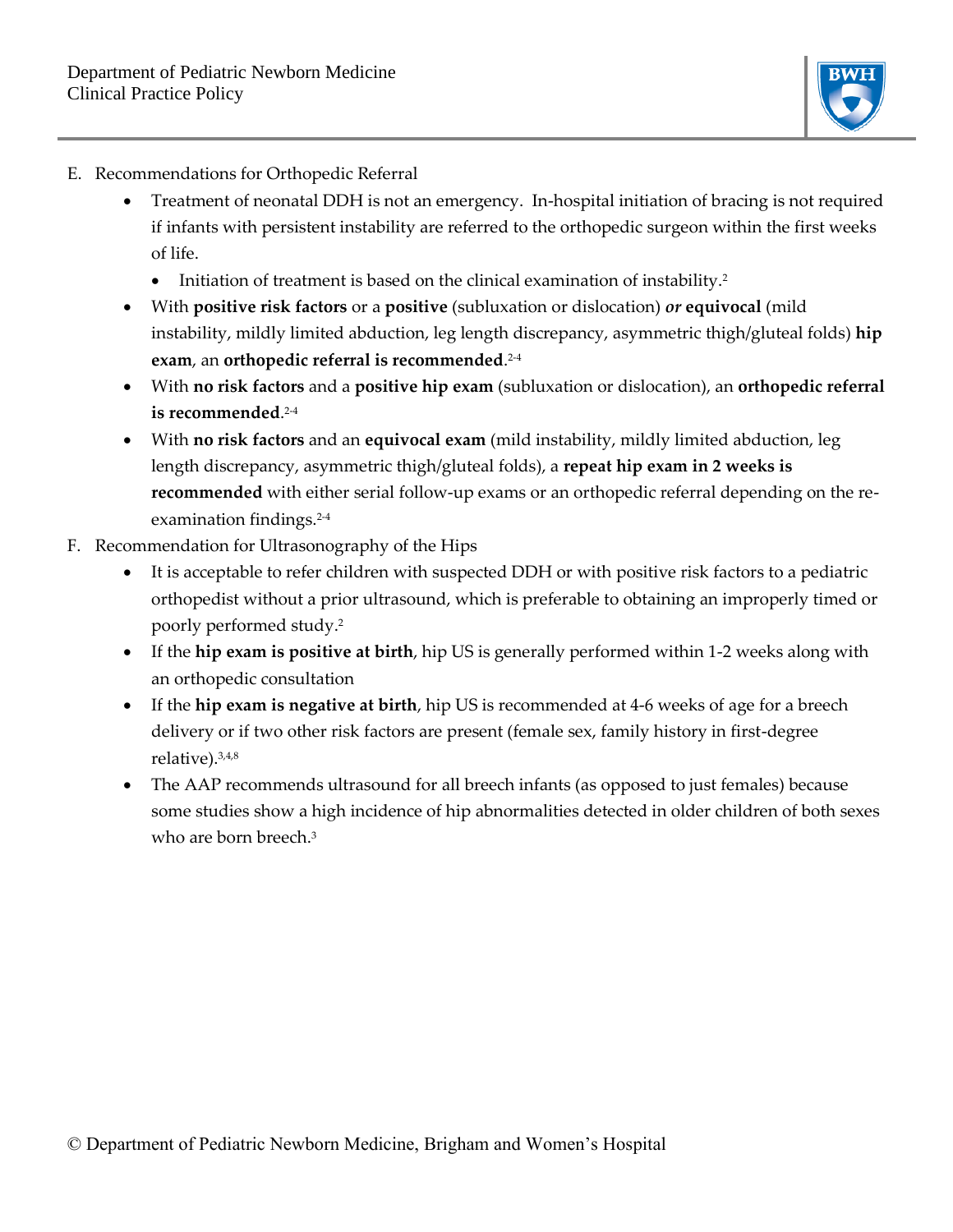E. Recommendations for Orthopedic Referral

- Treatment of neonatal DDH is not an emergency. In-hospital initiation of bracing is not required if infants with persistent instability are referred to the orthopedic surgeon within the first weeks of life.
  - Initiation of treatment is based on the clinical examination of instability.[2]
- With **positive risk factors** or a **positive** (subluxation or dislocation) ***or*** **equivocal** (mild instability, mildly limited abduction, leg length discrepancy, asymmetric thigh/gluteal folds) **hip exam**, an **orthopedic referral is recommended**.[2-4]
- With **no risk factors** and a **positive hip exam** (subluxation or dislocation), an **orthopedic referral is recommended**.[2-4]
- With **no risk factors** and an **equivocal exam** (mild instability, mildly limited abduction, leg length discrepancy, asymmetric thigh/gluteal folds), a **repeat hip exam in 2 weeks is recommended** with either serial follow-up exams or an orthopedic referral depending on the re-examination findings.[2-4]

F. Recommendation for Ultrasonography of the Hips

- It is acceptable to refer children with suspected DDH or with positive risk factors to a pediatric orthopedist without a prior ultrasound, which is preferable to obtaining an improperly timed or poorly performed study.[2]
- If the **hip exam is positive at birth**, hip US is generally performed within 1-2 weeks along with an orthopedic consultation
- If the **hip exam is negative at birth**, hip US is recommended at 4-6 weeks of age for a breech delivery or if two other risk factors are present (female sex, family history in first-degree relative).[3,4,8]
- The AAP recommends ultrasound for all breech infants (as opposed to just females) because some studies show a high incidence of hip abnormalities detected in older children of both sexes who are born breech.[3]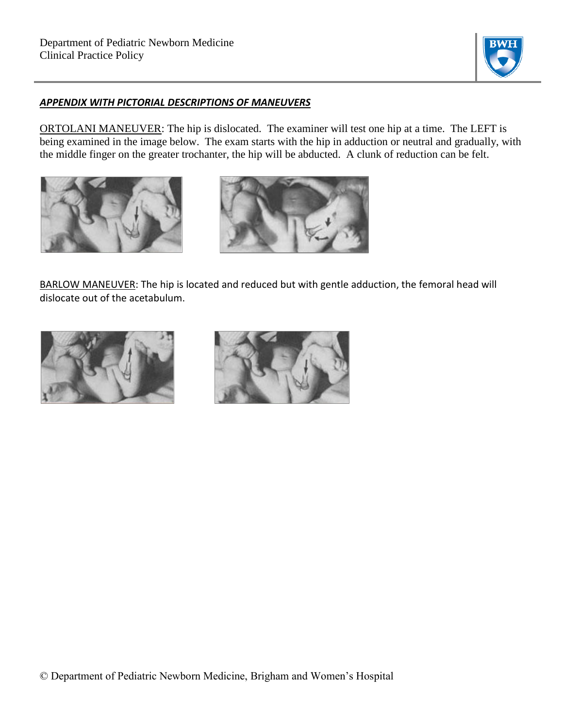***APPENDIX WITH PICTORIAL DESCRIPTIONS OF MANEUVERS***

ORTOLANI MANEUVER: The hip is dislocated. The examiner will test one hip at a time. The LEFT is being examined in the image below. The exam starts with the hip in adduction or neutral and gradually, with the middle finger on the greater trochanter, the hip will be abducted. A clunk of reduction can be felt.

BARLOW MANEUVER: The hip is located and reduced but with gentle adduction, the femoral head will dislocate out of the acetabulum.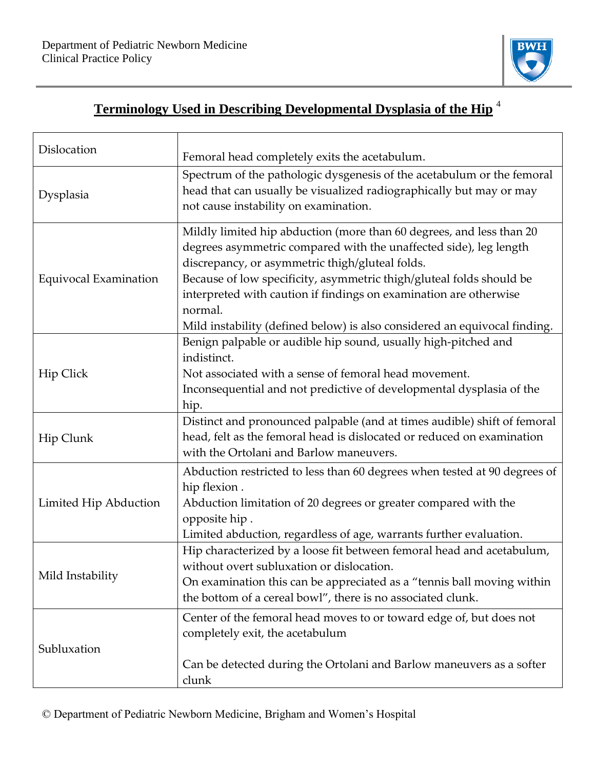## Terminology Used in Describing Developmental Dysplasia of the Hip [4]

| | |
|---|---|
| Dislocation | Femoral head completely exits the acetabulum. |
| Dysplasia | Spectrum of the pathologic dysgenesis of the acetabulum or the femoral head that can usually be visualized radiographically but may or may not cause instability on examination. |
| Equivocal Examination | Mildly limited hip abduction (more than 60 degrees, and less than 20 degrees asymmetric compared with the unaffected side), leg length discrepancy, or asymmetric thigh/gluteal folds.<br>Because of low specificity, asymmetric thigh/gluteal folds should be interpreted with caution if findings on examination are otherwise normal.<br>Mild instability (defined below) is also considered an equivocal finding. |
| Hip Click | Benign palpable or audible hip sound, usually high-pitched and indistinct.<br>Not associated with a sense of femoral head movement.<br>Inconsequential and not predictive of developmental dysplasia of the hip. |
| Hip Clunk | Distinct and pronounced palpable (and at times audible) shift of femoral head, felt as the femoral head is dislocated or reduced on examination with the Ortolani and Barlow maneuvers. |
| Limited Hip Abduction | Abduction restricted to less than 60 degrees when tested at 90 degrees of hip flexion .<br>Abduction limitation of 20 degrees or greater compared with the opposite hip .<br>Limited abduction, regardless of age, warrants further evaluation. |
| Mild Instability | Hip characterized by a loose fit between femoral head and acetabulum, without overt subluxation or dislocation.<br>On examination this can be appreciated as a "tennis ball moving within the bottom of a cereal bowl", there is no associated clunk. |
| Subluxation | Center of the femoral head moves to or toward edge of, but does not completely exit, the acetabulum<br><br>Can be detected during the Ortolani and Barlow maneuvers as a softer clunk |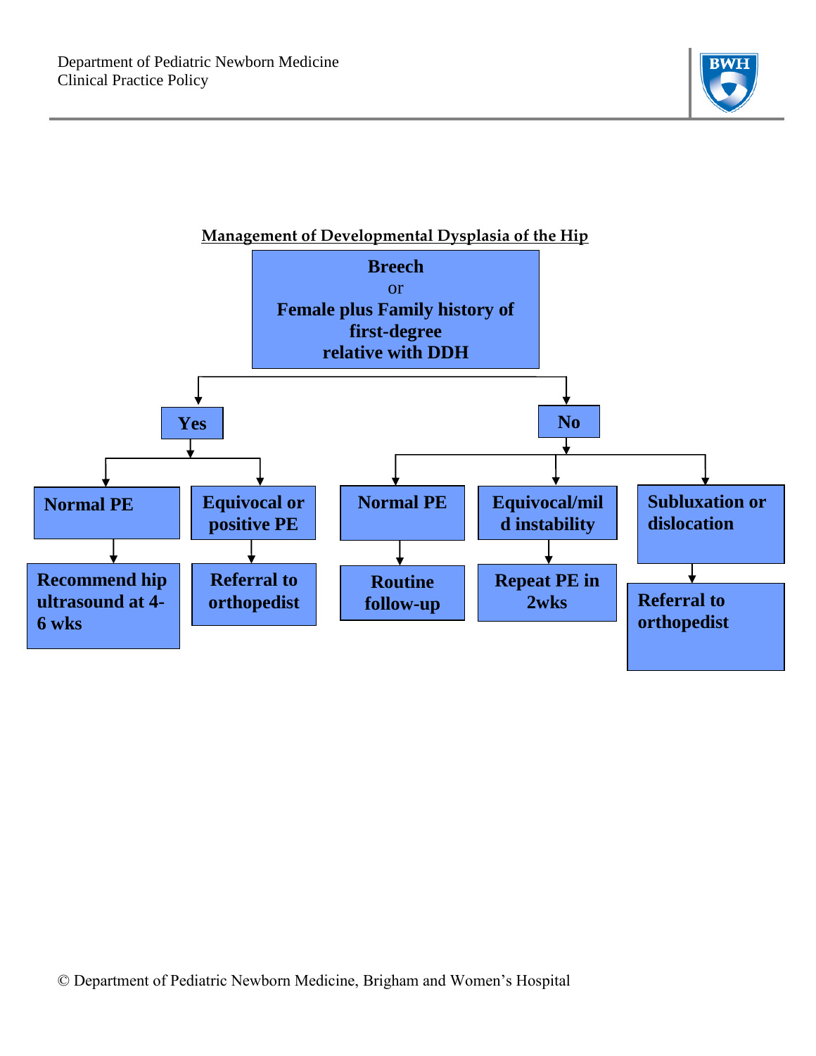## Management of Developmental Dysplasia of the Hip

**Breech**
or
**Female plus Family history of first-degree relative with DDH**

- **Yes**
  - **Normal PE** → **Recommend hip ultrasound at 4-6 wks**
  - **Equivocal or positive PE** → **Referral to orthopedist**
- **No**
  - **Normal PE** → **Routine follow-up**
  - **Equivocal/mild instability** → **Repeat PE in 2wks**
  - **Subluxation or dislocation** → **Referral to orthopedist**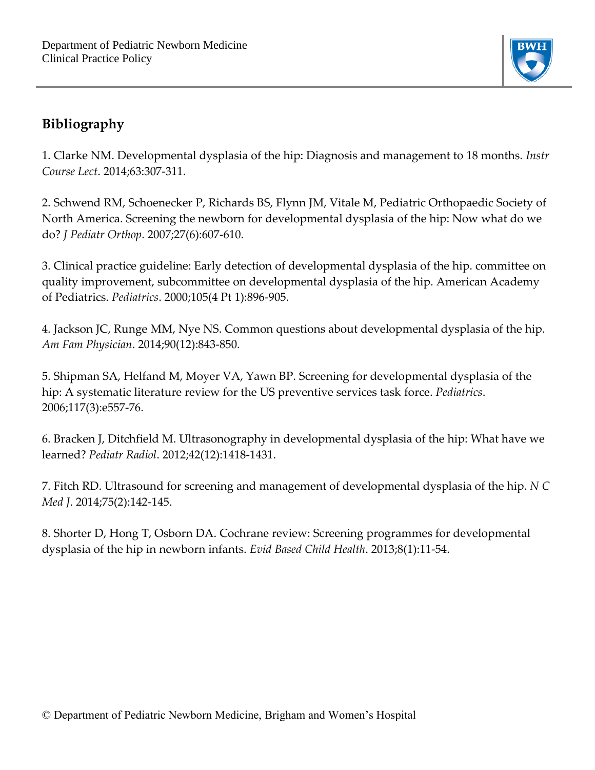## Bibliography

1. Clarke NM. Developmental dysplasia of the hip: Diagnosis and management to 18 months. *Instr Course Lect*. 2014;63:307-311.

2. Schwend RM, Schoenecker P, Richards BS, Flynn JM, Vitale M, Pediatric Orthopaedic Society of North America. Screening the newborn for developmental dysplasia of the hip: Now what do we do? *J Pediatr Orthop*. 2007;27(6):607-610.

3. Clinical practice guideline: Early detection of developmental dysplasia of the hip. committee on quality improvement, subcommittee on developmental dysplasia of the hip. American Academy of Pediatrics. *Pediatrics*. 2000;105(4 Pt 1):896-905.

4. Jackson JC, Runge MM, Nye NS. Common questions about developmental dysplasia of the hip. *Am Fam Physician*. 2014;90(12):843-850.

5. Shipman SA, Helfand M, Moyer VA, Yawn BP. Screening for developmental dysplasia of the hip: A systematic literature review for the US preventive services task force. *Pediatrics*. 2006;117(3):e557-76.

6. Bracken J, Ditchfield M. Ultrasonography in developmental dysplasia of the hip: What have we learned? *Pediatr Radiol*. 2012;42(12):1418-1431.

7. Fitch RD. Ultrasound for screening and management of developmental dysplasia of the hip. *N C Med J*. 2014;75(2):142-145.

8. Shorter D, Hong T, Osborn DA. Cochrane review: Screening programmes for developmental dysplasia of the hip in newborn infants. *Evid Based Child Health*. 2013;8(1):11-54.